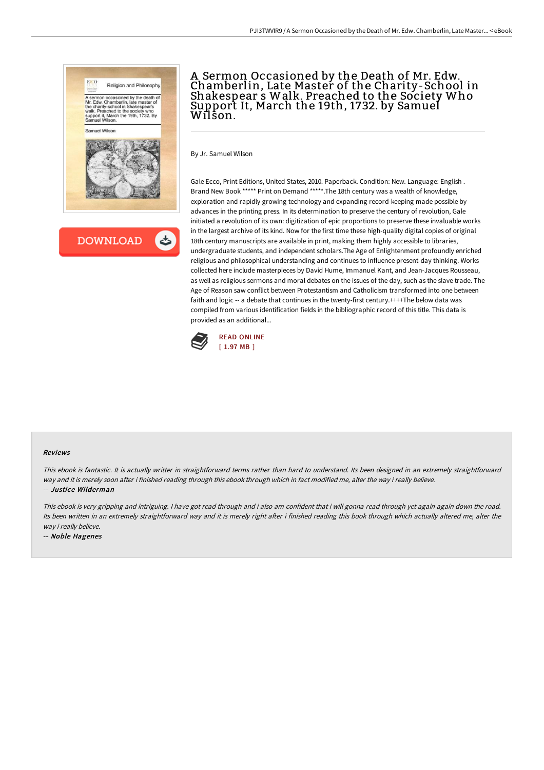# A Sermon Occasioned by the Death of Mr. Edw. Chamberlin, Late Master of the Charity-School in Shakespear s Walk. Preached to the Society Who Support It, March the 19th, 1732. by Samuel Wilson.

By Jr. Samuel Wilson

Gale Ecco, Print Editions, United States, 2010. Paperback. Condition: New. Language: English . Brand New Book ***** Print on Demand *****.The 18th century was a wealth of knowledge, exploration and rapidly growing technology and expanding record-keeping made possible by advances in the printing press. In its determination to preserve the century of revolution, Gale initiated a revolution of its own: digitization of epic proportions to preserve these invaluable works in the largest archive of its kind. Now for the first time these high-quality digital copies of original 18th century manuscripts are available in print, making them highly accessible to libraries, undergraduate students, and independent scholars.The Age of Enlightenment profoundly enriched religious and philosophical understanding and continues to influence present-day thinking. Works collected here include masterpieces by David Hume, Immanuel Kant, and Jean-Jacques Rousseau, as well as religious sermons and moral debates on the issues of the day, such as the slave trade. The Age of Reason saw conflict between Protestantism and Catholicism transformed into one between faith and logic -- a debate that continues in the twenty-first century.++++The below data was compiled from various identification fields in the bibliographic record of this title. This data is provided as an additional...

READ ONLINE
[ 1.97 MB ]

#### Reviews

*This ebook is fantastic. It is actually writter in straightforward terms rather than hard to understand. Its been designed in an extremely straightforward way and it is merely soon after i finished reading through this ebook through which in fact modified me, alter the way i really believe.*

-- ***Justice Wilderman***

*This ebook is very gripping and intriguing. I have got read through and i also am confident that i will gonna read through yet again again down the road. Its been written in an extremely straightforward way and it is merely right after i finished reading this book through which actually altered me, alter the way i really believe.*

-- ***Noble Hagenes***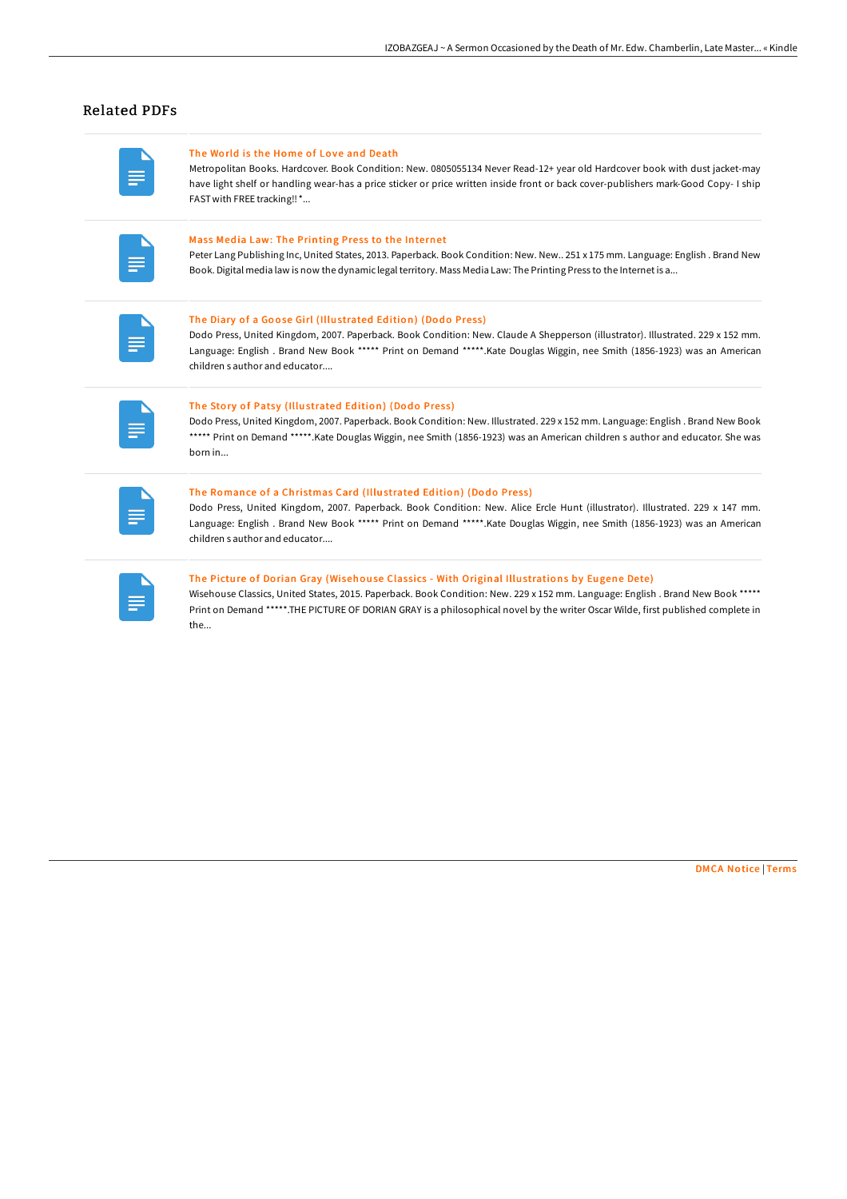## Related PDFs

### The World is the Home of Love and Death

Metropolitan Books. Hardcover. Book Condition: New. 0805055134 Never Read-12+ year old Hardcover book with dust jacket-may have light shelf or handling wear-has a price sticker or price written inside front or back cover-publishers mark-Good Copy- I ship FAST with FREE tracking!! *...

### Mass Media Law: The Printing Press to the Internet

Peter Lang Publishing Inc, United States, 2013. Paperback. Book Condition: New. New.. 251 x 175 mm. Language: English . Brand New Book. Digital media law is now the dynamic legal territory. Mass Media Law: The Printing Press to the Internet is a...

### The Diary of a Goose Girl (Illustrated Edition) (Dodo Press)

Dodo Press, United Kingdom, 2007. Paperback. Book Condition: New. Claude A Shepperson (illustrator). Illustrated. 229 x 152 mm. Language: English . Brand New Book ***** Print on Demand *****.Kate Douglas Wiggin, nee Smith (1856-1923) was an American children s author and educator....

### The Story of Patsy (Illustrated Edition) (Dodo Press)

Dodo Press, United Kingdom, 2007. Paperback. Book Condition: New. Illustrated. 229 x 152 mm. Language: English . Brand New Book ***** Print on Demand *****.Kate Douglas Wiggin, nee Smith (1856-1923) was an American children s author and educator. She was born in...

### The Romance of a Christmas Card (Illustrated Edition) (Dodo Press)

Dodo Press, United Kingdom, 2007. Paperback. Book Condition: New. Alice Ercle Hunt (illustrator). Illustrated. 229 x 147 mm. Language: English . Brand New Book ***** Print on Demand *****.Kate Douglas Wiggin, nee Smith (1856-1923) was an American children s author and educator....

### The Picture of Dorian Gray (Wisehouse Classics - With Original Illustrations by Eugene Dete)

Wisehouse Classics, United States, 2015. Paperback. Book Condition: New. 229 x 152 mm. Language: English . Brand New Book ***** Print on Demand *****.THE PICTURE OF DORIAN GRAY is a philosophical novel by the writer Oscar Wilde, first published complete in the...

DMCA Notice | Terms